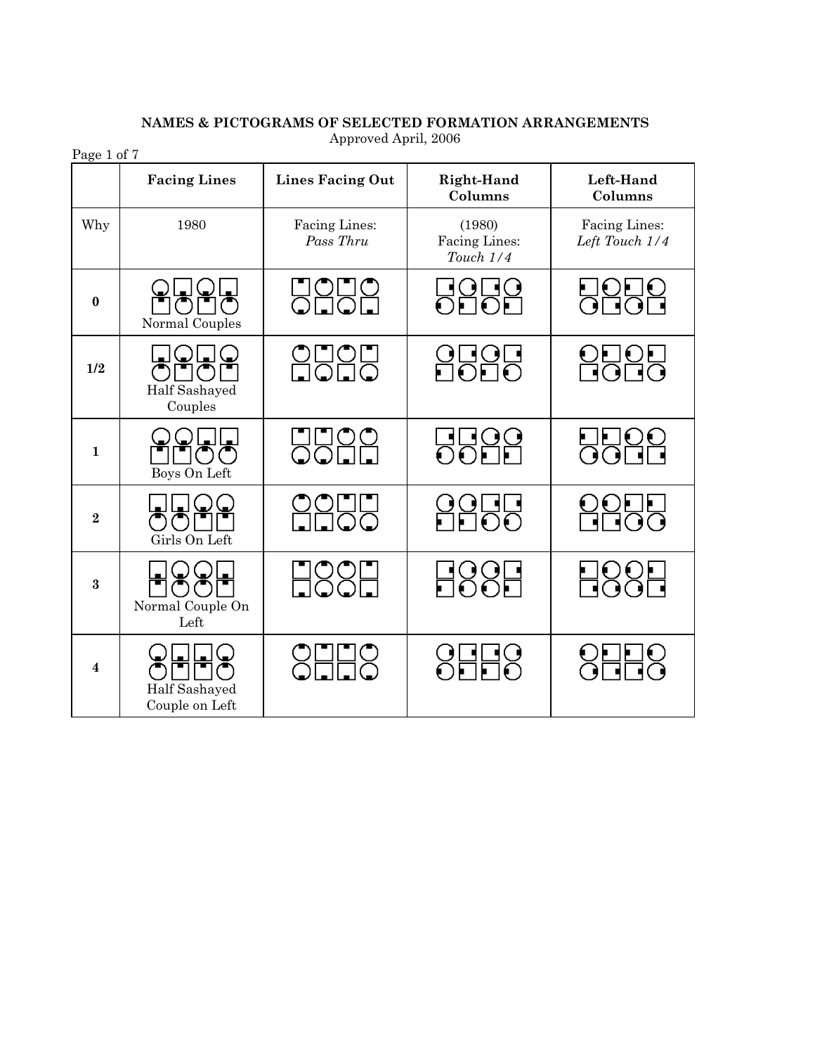**NAMES & PICTOGRAMS OF SELECTED FORMATION ARRANGEMENTS**
Approved April, 2006

|  | Facing Lines | Lines Facing Out | Right-Hand Columns | Left-Hand Columns |
|---|---|---|---|---|
| Why | 1980 | Facing Lines: *Pass Thru* | (1980) Facing Lines: *Touch 1/4* | Facing Lines: *Left Touch 1/4* |
| **0** | Normal Couples | | | |
| **1/2** | Half Sashayed Couples | | | |
| **1** | Boys On Left | | | |
| **2** | Girls On Left | | | |
| **3** | Normal Couple On Left | | | |
| **4** | Half Sashayed Couple on Left | | | |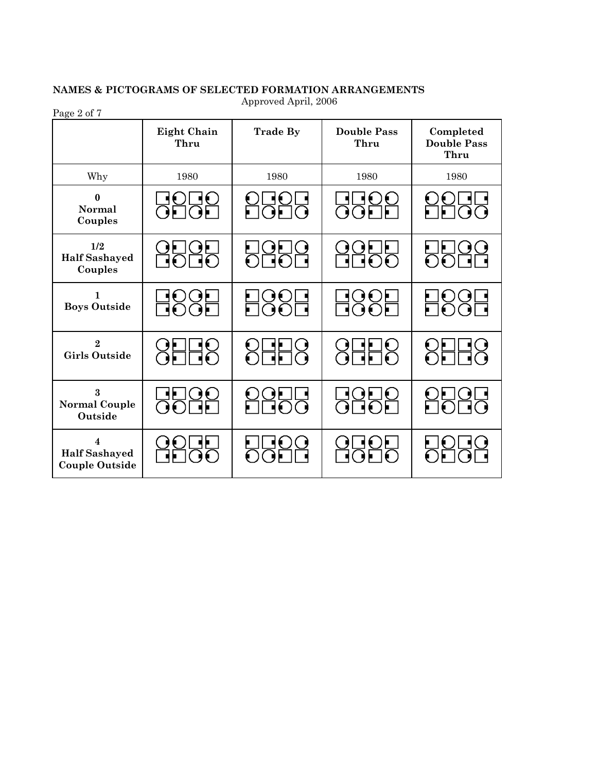**NAMES & PICTOGRAMS OF SELECTED FORMATION ARRANGEMENTS**
Approved April, 2006

Page 2 of 7

| | **Eight Chain Thru** | **Trade By** | **Double Pass Thru** | **Completed Double Pass Thru** |
|---|---|---|---|---|
| Why | 1980 | 1980 | 1980 | 1980 |
| **0 Normal Couples** | | | | |
| **1/2 Half Sashayed Couples** | | | | |
| **1 Boys Outside** | | | | |
| **2 Girls Outside** | | | | |
| **3 Normal Couple Outside** | | | | |
| **4 Half Sashayed Couple Outside** | | | | |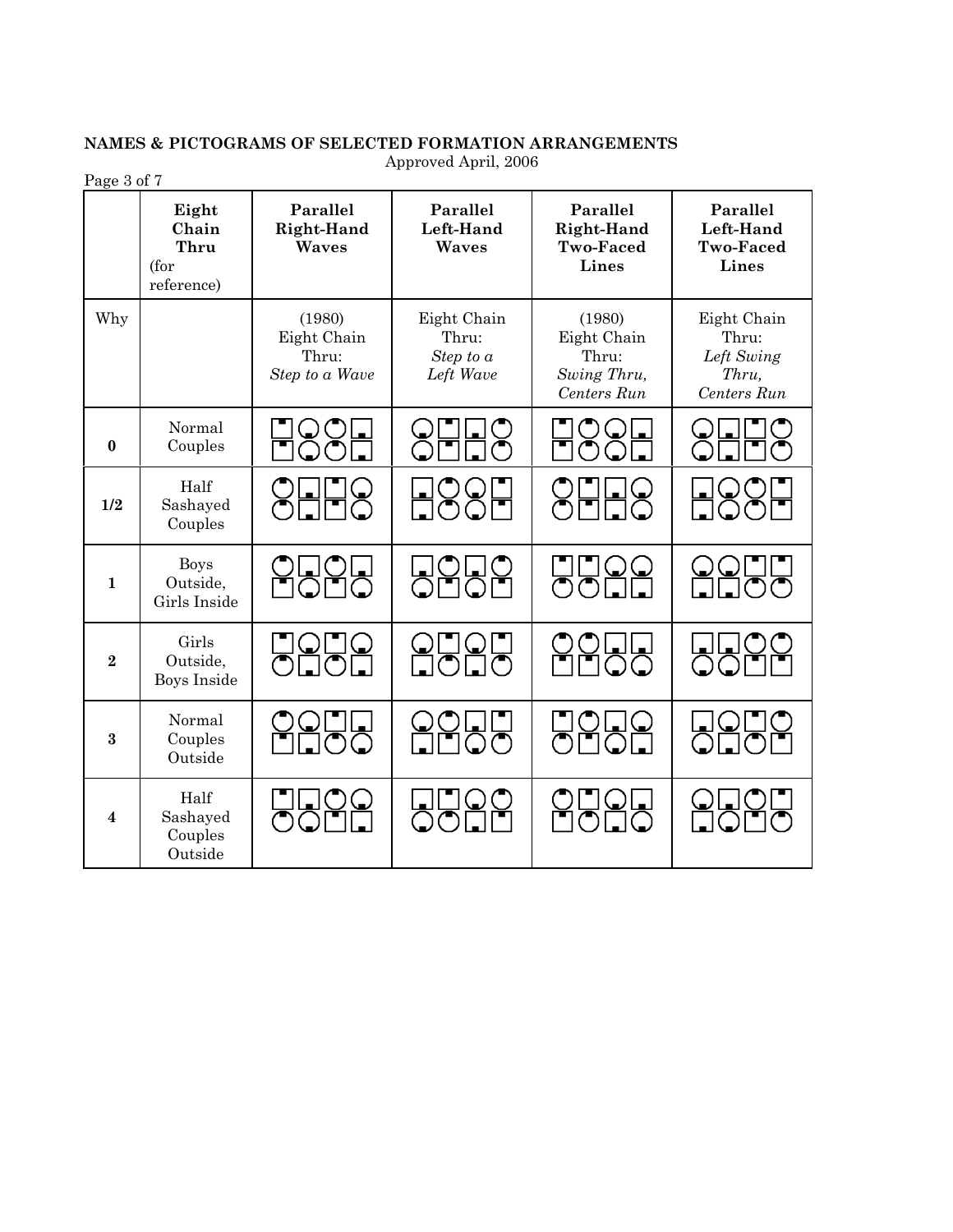**NAMES & PICTOGRAMS OF SELECTED FORMATION ARRANGEMENTS**
Approved April, 2006

| | Eight Chain Thru (for reference) | Parallel Right-Hand Waves | Parallel Left-Hand Waves | Parallel Right-Hand Two-Faced Lines | Parallel Left-Hand Two-Faced Lines |
|---|---|---|---|---|---|
| Why | | (1980) Eight Chain Thru: *Step to a Wave* | Eight Chain Thru: *Step to a Left Wave* | (1980) Eight Chain Thru: *Swing Thru, Centers Run* | Eight Chain Thru: *Left Swing Thru, Centers Run* |
| **0** | Normal Couples | | | | |
| **1/2** | Half Sashayed Couples | | | | |
| **1** | Boys Outside, Girls Inside | | | | |
| **2** | Girls Outside, Boys Inside | | | | |
| **3** | Normal Couples Outside | | | | |
| **4** | Half Sashayed Couples Outside | | | | |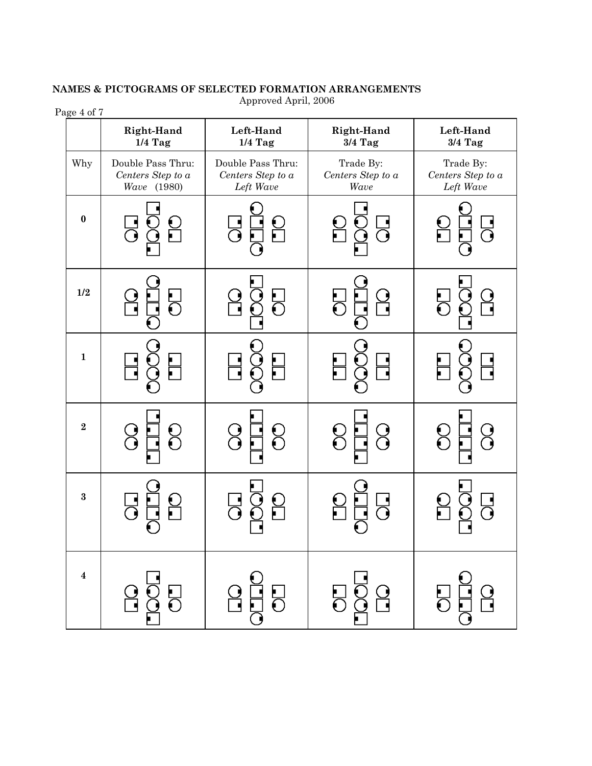**NAMES & PICTOGRAMS OF SELECTED FORMATION ARRANGEMENTS**
Approved April, 2006

| | Right-Hand 1/4 Tag | Left-Hand 1/4 Tag | Right-Hand 3/4 Tag | Left-Hand 3/4 Tag |
|---|---|---|---|---|
| Why | Double Pass Thru: *Centers Step to a Wave* (1980) | Double Pass Thru: *Centers Step to a Left Wave* | Trade By: *Centers Step to a Wave* | Trade By: *Centers Step to a Left Wave* |
| **0** | | | | |
| **1/2** | | | | |
| **1** | | | | |
| **2** | | | | |
| **3** | | | | |
| **4** | | | | |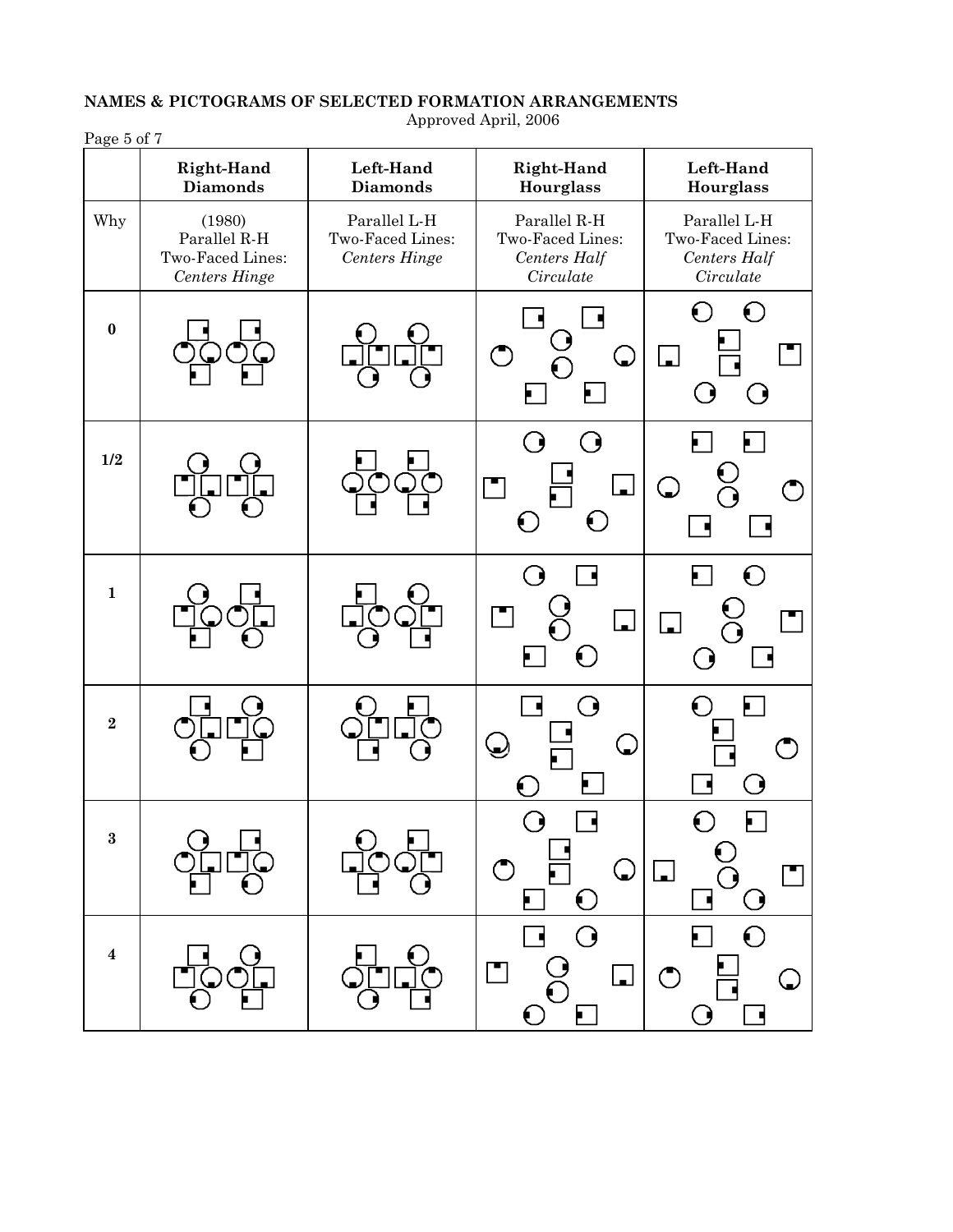# NAMES & PICTOGRAMS OF SELECTED FORMATION ARRANGEMENTS

Approved April, 2006

| | Right-Hand Diamonds | Left-Hand Diamonds | Right-Hand Hourglass | Left-Hand Hourglass |
|---|---|---|---|---|
| Why | (1980) Parallel R-H Two-Faced Lines: *Centers Hinge* | Parallel L-H Two-Faced Lines: *Centers Hinge* | Parallel R-H Two-Faced Lines: *Centers Half Circulate* | Parallel L-H Two-Faced Lines: *Centers Half Circulate* |
| **0** | | | | |
| **1/2** | | | | |
| **1** | | | | |
| **2** | | | | |
| **3** | | | | |
| **4** | | | | |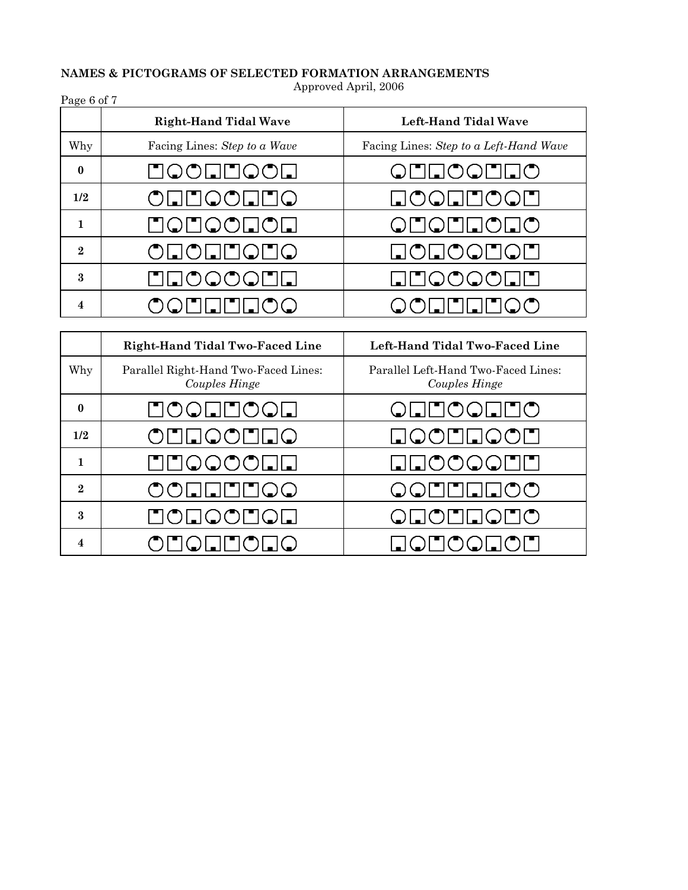**NAMES & PICTOGRAMS OF SELECTED FORMATION ARRANGEMENTS**

Approved April, 2006

| | Right-Hand Tidal Wave | Left-Hand Tidal Wave |
|---|---|---|
| Why | Facing Lines: *Step to a Wave* | Facing Lines: *Step to a Left-Hand Wave* |
| **0** | | |
| **1/2** | | |
| **1** | | |
| **2** | | |
| **3** | | |
| **4** | | |

| | Right-Hand Tidal Two-Faced Line | Left-Hand Tidal Two-Faced Line |
|---|---|---|
| Why | Parallel Right-Hand Two-Faced Lines: *Couples Hinge* | Parallel Left-Hand Two-Faced Lines: *Couples Hinge* |
| **0** | | |
| **1/2** | | |
| **1** | | |
| **2** | | |
| **3** | | |
| **4** | | |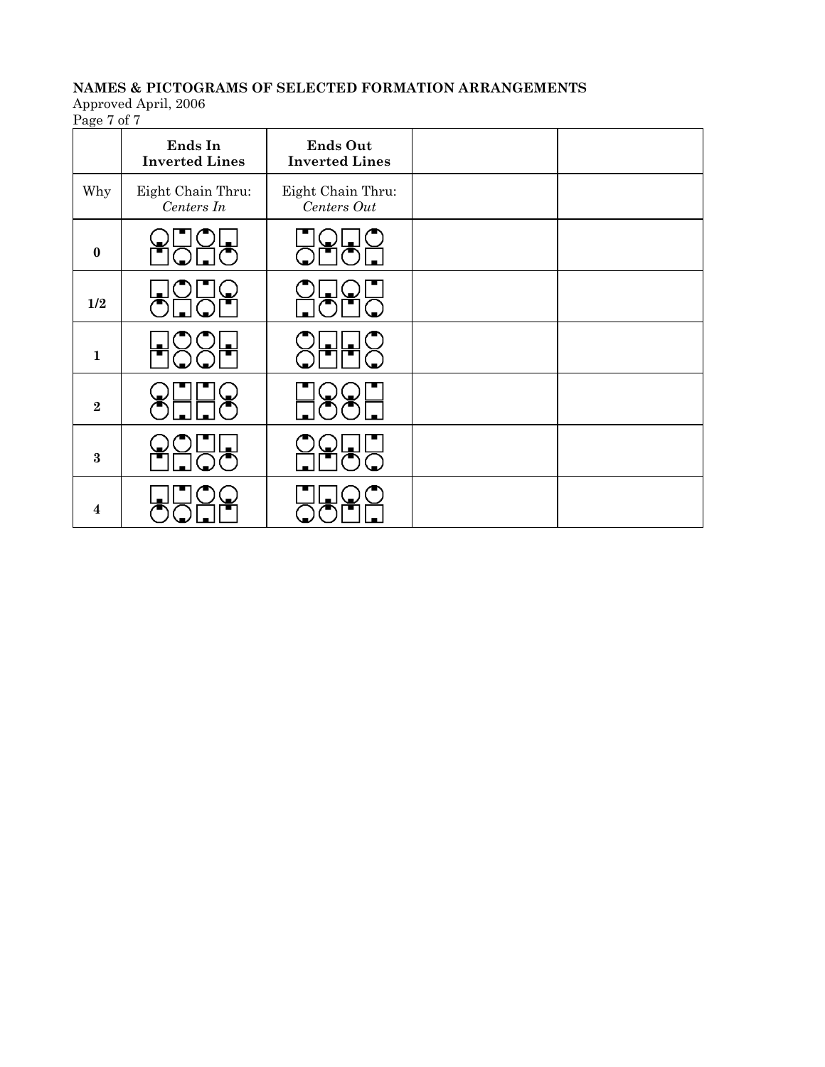**NAMES & PICTOGRAMS OF SELECTED FORMATION ARRANGEMENTS**

Approved April, 2006

| | Ends In Inverted Lines | Ends Out Inverted Lines | | |
|---|---|---|---|---|
| Why | Eight Chain Thru: *Centers In* | Eight Chain Thru: *Centers Out* | | |
| **0** | | | | |
| **1/2** | | | | |
| **1** | | | | |
| **2** | | | | |
| **3** | | | | |
| **4** | | | | |